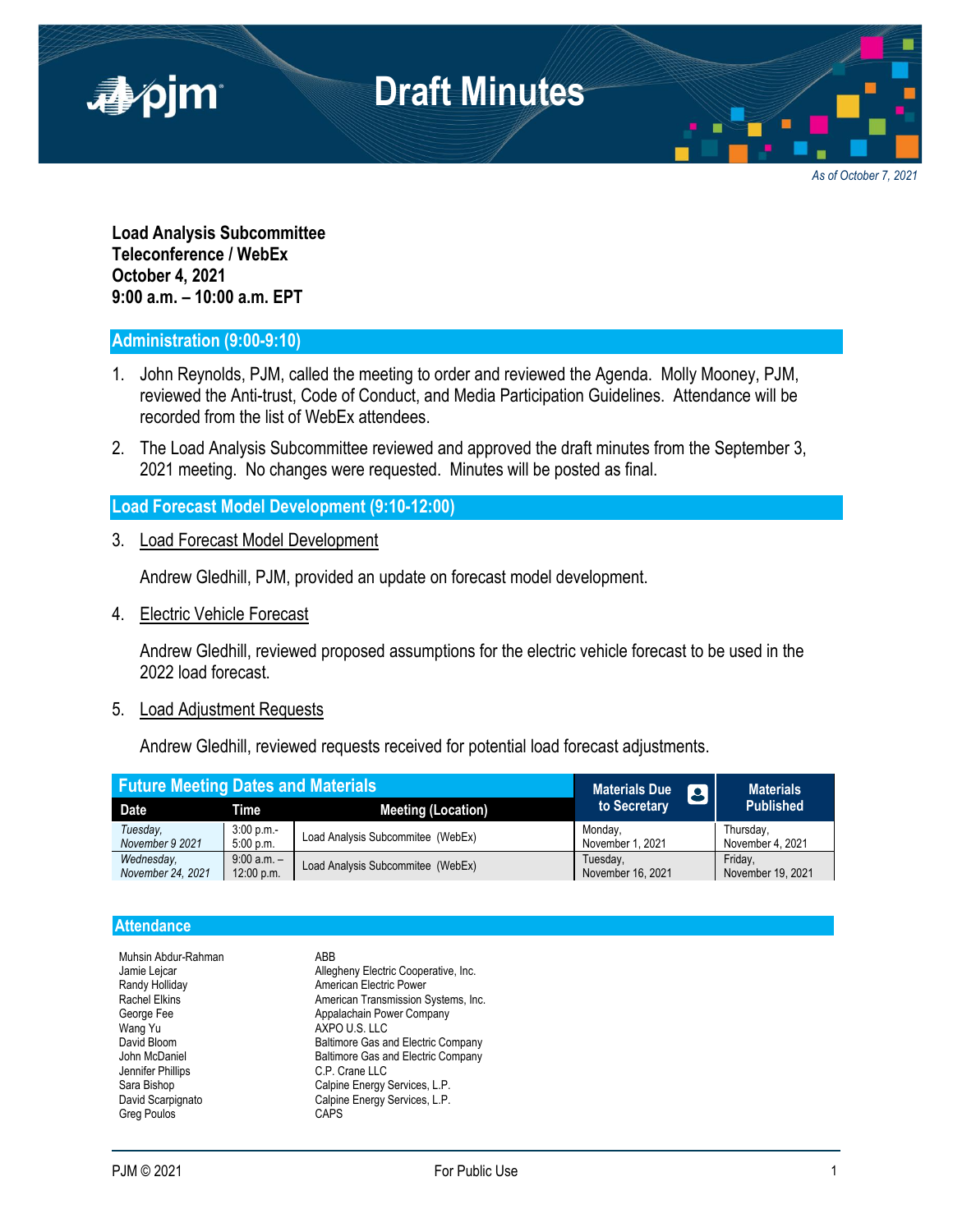# Draft Minutes

*As of October 7, 2021*

**Load Analysis Subcommittee**
**Teleconference / WebEx**
**October 4, 2021**
**9:00 a.m. – 10:00 a.m. EPT**

## Administration (9:00-9:10)

1. John Reynolds, PJM, called the meeting to order and reviewed the Agenda. Molly Mooney, PJM, reviewed the Anti-trust, Code of Conduct, and Media Participation Guidelines. Attendance will be recorded from the list of WebEx attendees.
2. The Load Analysis Subcommittee reviewed and approved the draft minutes from the September 3, 2021 meeting. No changes were requested. Minutes will be posted as final.

## Load Forecast Model Development (9:10-12:00)

3. Load Forecast Model Development

   Andrew Gledhill, PJM, provided an update on forecast model development.

4. Electric Vehicle Forecast

   Andrew Gledhill, reviewed proposed assumptions for the electric vehicle forecast to be used in the 2022 load forecast.

5. Load Adjustment Requests

   Andrew Gledhill, reviewed requests received for potential load forecast adjustments.

| Future Meeting Dates and Materials | | | Materials Due to Secretary | Materials Published |
|---|---|---|---|---|
| **Date** | **Time** | **Meeting (Location)** | | |
| *Tuesday, November 9 2021* | 3:00 p.m.- 5:00 p.m. | Load Analysis Subcommitee (WebEx) | Monday, November 1, 2021 | Thursday, November 4, 2021 |
| *Wednesday, November 24, 2021* | 9:00 a.m. – 12:00 p.m. | Load Analysis Subcommitee (WebEx) | Tuesday, November 16, 2021 | Friday, November 19, 2021 |

## Attendance

| | |
|---|---|
| Muhsin Abdur-Rahman | ABB |
| Jamie Lejcar | Allegheny Electric Cooperative, Inc. |
| Randy Holliday | American Electric Power |
| Rachel Elkins | American Transmission Systems, Inc. |
| George Fee | Appalachain Power Company |
| Wang Yu | AXPO U.S. LLC |
| David Bloom | Baltimore Gas and Electric Company |
| John McDaniel | Baltimore Gas and Electric Company |
| Jennifer Phillips | C.P. Crane LLC |
| Sara Bishop | Calpine Energy Services, L.P. |
| David Scarpignato | Calpine Energy Services, L.P. |
| Greg Poulos | CAPS |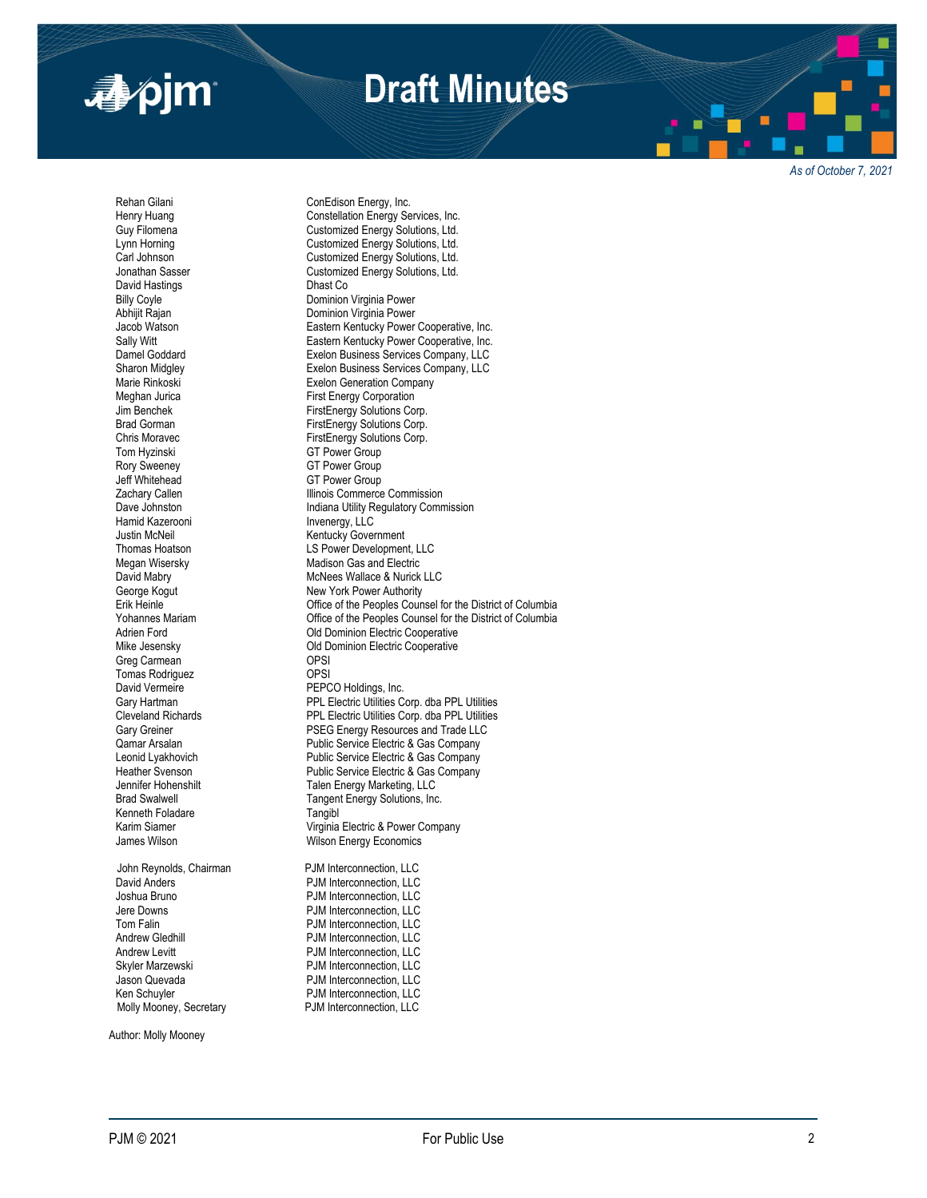| | |
|---|---|
| Rehan Gilani | ConEdison Energy, Inc. |
| Henry Huang | Constellation Energy Services, Inc. |
| Guy Filomena | Customized Energy Solutions, Ltd. |
| Lynn Horning | Customized Energy Solutions, Ltd. |
| Carl Johnson | Customized Energy Solutions, Ltd. |
| Jonathan Sasser | Customized Energy Solutions, Ltd. |
| David Hastings | Dhast Co |
| Billy Coyle | Dominion Virginia Power |
| Abhijit Rajan | Dominion Virginia Power |
| Jacob Watson | Eastern Kentucky Power Cooperative, Inc. |
| Sally Witt | Eastern Kentucky Power Cooperative, Inc. |
| Damel Goddard | Exelon Business Services Company, LLC |
| Sharon Midgley | Exelon Business Services Company, LLC |
| Marie Rinkoski | Exelon Generation Company |
| Meghan Jurica | First Energy Corporation |
| Jim Benchek | FirstEnergy Solutions Corp. |
| Brad Gorman | FirstEnergy Solutions Corp. |
| Chris Moravec | FirstEnergy Solutions Corp. |
| Tom Hyzinski | GT Power Group |
| Rory Sweeney | GT Power Group |
| Jeff Whitehead | GT Power Group |
| Zachary Callen | Illinois Commerce Commission |
| Dave Johnston | Indiana Utility Regulatory Commission |
| Hamid Kazerooni | Invenergy, LLC |
| Justin McNeil | Kentucky Government |
| Thomas Hoatson | LS Power Development, LLC |
| Megan Wisersky | Madison Gas and Electric |
| David Mabry | McNees Wallace & Nurick LLC |
| George Kogut | New York Power Authority |
| Erik Heinle | Office of the Peoples Counsel for the District of Columbia |
| Yohannes Mariam | Office of the Peoples Counsel for the District of Columbia |
| Adrien Ford | Old Dominion Electric Cooperative |
| Mike Jesensky | Old Dominion Electric Cooperative |
| Greg Carmean | OPSI |
| Tomas Rodriguez | OPSI |
| David Vermeire | PEPCO Holdings, Inc. |
| Gary Hartman | PPL Electric Utilities Corp. dba PPL Utilities |
| Cleveland Richards | PPL Electric Utilities Corp. dba PPL Utilities |
| Gary Greiner | PSEG Energy Resources and Trade LLC |
| Qamar Arsalan | Public Service Electric & Gas Company |
| Leonid Lyakhovich | Public Service Electric & Gas Company |
| Heather Svenson | Public Service Electric & Gas Company |
| Jennifer Hohenshilt | Talen Energy Marketing, LLC |
| Brad Swalwell | Tangent Energy Solutions, Inc. |
| Kenneth Foladare | Tangibl |
| Karim Siamer | Virginia Electric & Power Company |
| James Wilson | Wilson Energy Economics |

| | |
|---|---|
| John Reynolds, Chairman | PJM Interconnection, LLC |
| David Anders | PJM Interconnection, LLC |
| Joshua Bruno | PJM Interconnection, LLC |
| Jere Downs | PJM Interconnection, LLC |
| Tom Falin | PJM Interconnection, LLC |
| Andrew Gledhill | PJM Interconnection, LLC |
| Andrew Levitt | PJM Interconnection, LLC |
| Skyler Marzewski | PJM Interconnection, LLC |
| Jason Quevada | PJM Interconnection, LLC |
| Ken Schuyler | PJM Interconnection, LLC |
| Molly Mooney, Secretary | PJM Interconnection, LLC |

Author: Molly Mooney